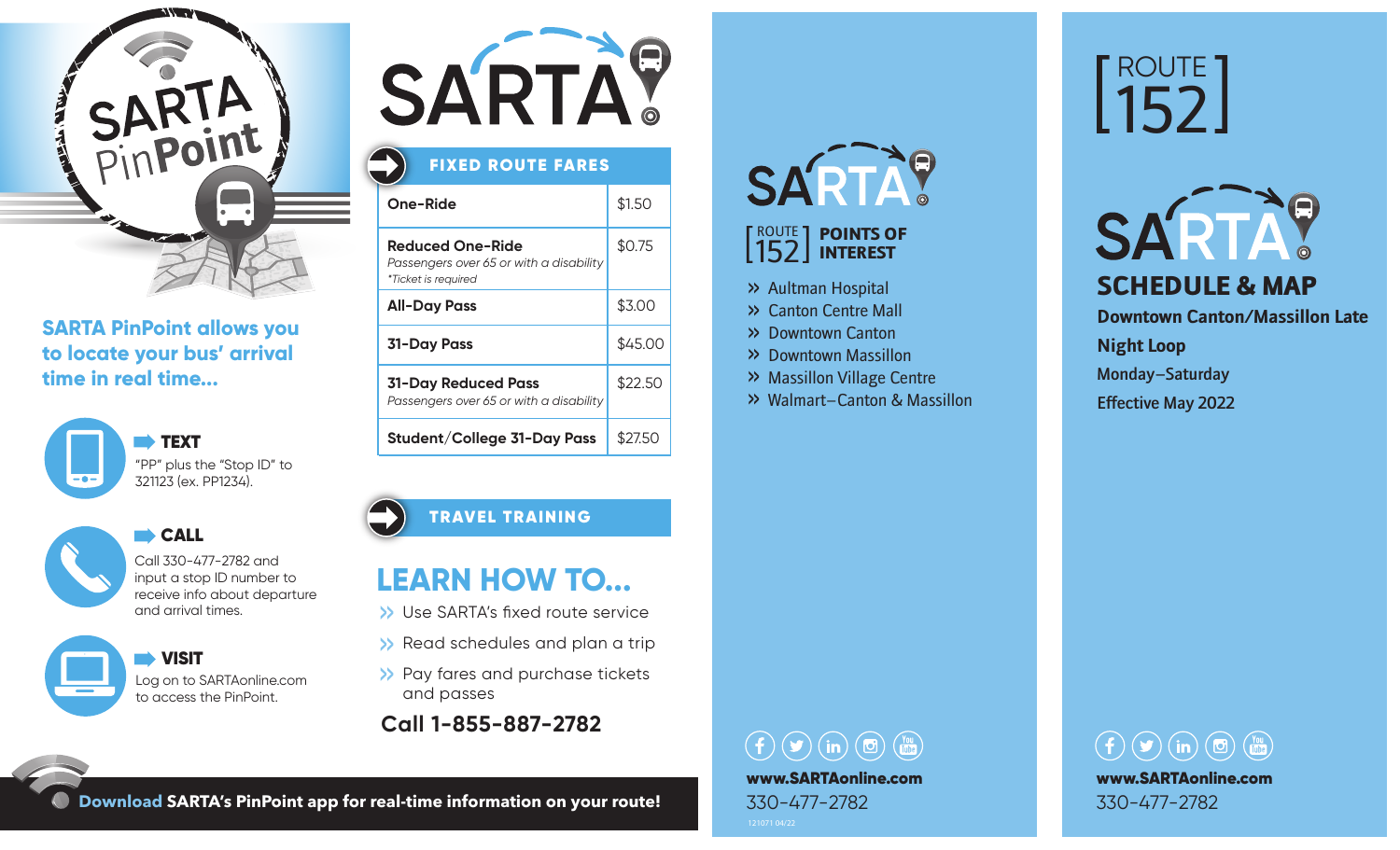# SARTA PinPoint

**SARTA PinPoint allows you to locate your bus' arrival time in real time...**

**TEXT**
"PP" plus the "Stop ID" to 321123 (ex. PP1234).

**CALL**
Call 330-477-2782 and input a stop ID number to receive info about departure and arrival times.

**VISIT**
Log on to SARTAonline.com to access the PinPoint.

**Download** SARTA's PinPoint app for real-time information on your route!

# SARTA

## FIXED ROUTE FARES

| Fare | Price |
|---|---|
| **One-Ride** | $1.50 |
| **Reduced One-Ride** *Passengers over 65 or with a disability* *\*Ticket is required* | $0.75 |
| **All-Day Pass** | $3.00 |
| **31-Day Pass** | $45.00 |
| **31-Day Reduced Pass** *Passengers over 65 or with a disability* | $22.50 |
| **Student/College 31-Day Pass** | $27.50 |

## TRAVEL TRAINING

### LEARN HOW TO...

- Use SARTA's fixed route service
- Read schedules and plan a trip
- Pay fares and purchase tickets and passes

**Call 1-855-887-2782**

# SARTA

## [ROUTE 152] POINTS OF INTEREST

- Aultman Hospital
- Canton Centre Mall
- Downtown Canton
- Downtown Massillon
- Massillon Village Centre
- Walmart–Canton & Massillon

**www.SARTAonline.com**
330-477-2782

121071 04/22

# [ROUTE 152]

# SARTA

## SCHEDULE & MAP

**Downtown Canton/Massillon Late Night Loop**

Monday–Saturday

Effective May 2022

**www.SARTAonline.com**
330-477-2782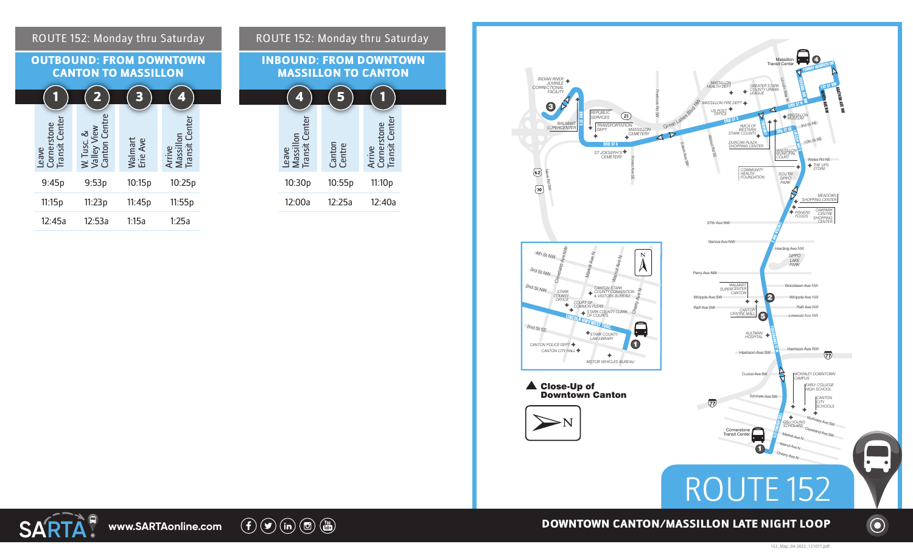## ROUTE 152: Monday thru Saturday

### OUTBOUND: FROM DOWNTOWN CANTON TO MASSILLON

| 1 Leave Cornerstone Transit Center | 2 W. Tusc. & Valley View Canton Centre | 3 Walmart Erie Ave | 4 Arrive Massillon Transit Center |
|---|---|---|---|
| 9:45p | 9:53p | 10:15p | 10:25p |
| 11:15p | 11:23p | 11:45p | 11:55p |
| 12:45a | 12:53a | 1:15a | 1:25a |

## ROUTE 152: Monday thru Saturday

### INBOUND: FROM DOWNTOWN MASSILLON TO CANTON

| 4 Leave Massillon Transit Center | 5 Canton Centre | 1 Arrive Cornerstone Transit Center |
|---|---|---|
| 10:30p | 10:55p | 11:10p |
| 12:00a | 12:25a | 12:40a |

Close-Up of Downtown Canton

# ROUTE 152

**DOWNTOWN CANTON/MASSILLON LATE NIGHT LOOP**

www.SARTAonline.com